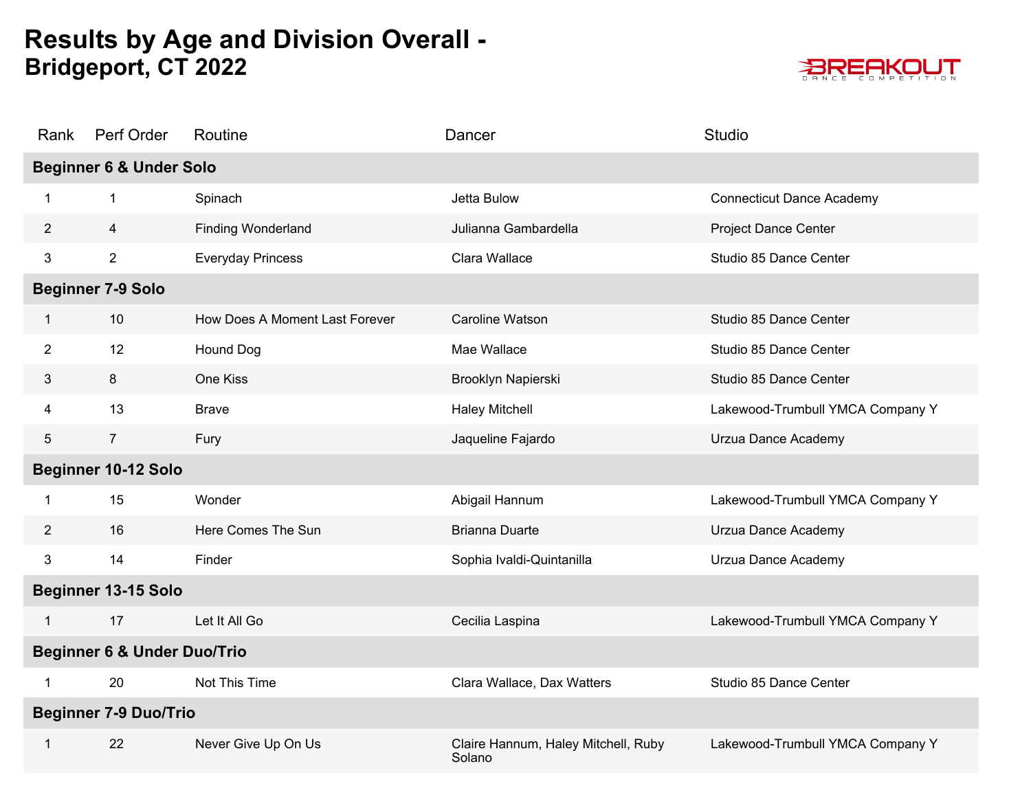# Results by Age and Division Overall - Bridgeport, CT 2022

| Rank | Perf Order | Routine | Dancer | Studio |
|---|---|---|---|---|
| **Beginner 6 & Under Solo** | | | | |
| 1 | 1 | Spinach | Jetta Bulow | Connecticut Dance Academy |
| 2 | 4 | Finding Wonderland | Julianna Gambardella | Project Dance Center |
| 3 | 2 | Everyday Princess | Clara Wallace | Studio 85 Dance Center |
| **Beginner 7-9 Solo** | | | | |
| 1 | 10 | How Does A Moment Last Forever | Caroline Watson | Studio 85 Dance Center |
| 2 | 12 | Hound Dog | Mae Wallace | Studio 85 Dance Center |
| 3 | 8 | One Kiss | Brooklyn Napierski | Studio 85 Dance Center |
| 4 | 13 | Brave | Haley Mitchell | Lakewood-Trumbull YMCA Company Y |
| 5 | 7 | Fury | Jaqueline Fajardo | Urzua Dance Academy |
| **Beginner 10-12 Solo** | | | | |
| 1 | 15 | Wonder | Abigail Hannum | Lakewood-Trumbull YMCA Company Y |
| 2 | 16 | Here Comes The Sun | Brianna Duarte | Urzua Dance Academy |
| 3 | 14 | Finder | Sophia Ivaldi-Quintanilla | Urzua Dance Academy |
| **Beginner 13-15 Solo** | | | | |
| 1 | 17 | Let It All Go | Cecilia Laspina | Lakewood-Trumbull YMCA Company Y |
| **Beginner 6 & Under Duo/Trio** | | | | |
| 1 | 20 | Not This Time | Clara Wallace, Dax Watters | Studio 85 Dance Center |
| **Beginner 7-9 Duo/Trio** | | | | |
| 1 | 22 | Never Give Up On Us | Claire Hannum, Haley Mitchell, Ruby Solano | Lakewood-Trumbull YMCA Company Y |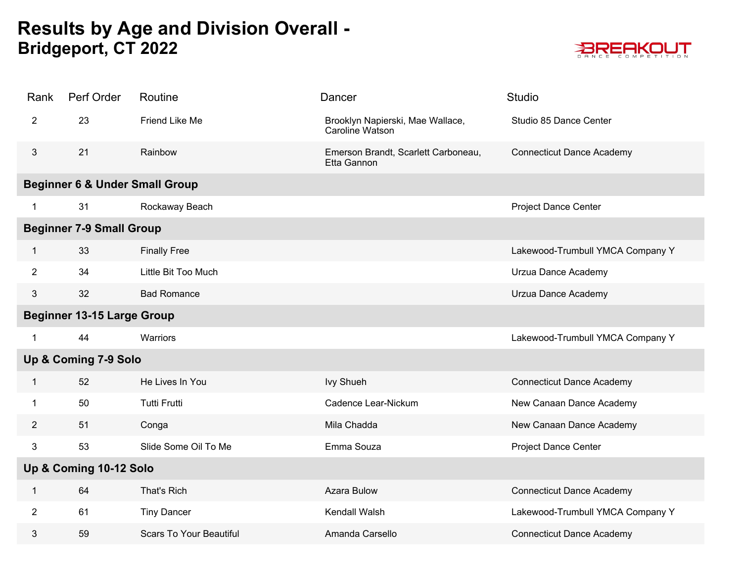# Results by Age and Division Overall - Bridgeport, CT 2022

| Rank | Perf Order | Routine | Dancer | Studio |
|---|---|---|---|---|
| 2 | 23 | Friend Like Me | Brooklyn Napierski, Mae Wallace, Caroline Watson | Studio 85 Dance Center |
| 3 | 21 | Rainbow | Emerson Brandt, Scarlett Carboneau, Etta Gannon | Connecticut Dance Academy |
| **Beginner 6 & Under Small Group** | | | | |
| 1 | 31 | Rockaway Beach | | Project Dance Center |
| **Beginner 7-9 Small Group** | | | | |
| 1 | 33 | Finally Free | | Lakewood-Trumbull YMCA Company Y |
| 2 | 34 | Little Bit Too Much | | Urzua Dance Academy |
| 3 | 32 | Bad Romance | | Urzua Dance Academy |
| **Beginner 13-15 Large Group** | | | | |
| 1 | 44 | Warriors | | Lakewood-Trumbull YMCA Company Y |
| **Up & Coming 7-9 Solo** | | | | |
| 1 | 52 | He Lives In You | Ivy Shueh | Connecticut Dance Academy |
| 1 | 50 | Tutti Frutti | Cadence Lear-Nickum | New Canaan Dance Academy |
| 2 | 51 | Conga | Mila Chadda | New Canaan Dance Academy |
| 3 | 53 | Slide Some Oil To Me | Emma Souza | Project Dance Center |
| **Up & Coming 10-12 Solo** | | | | |
| 1 | 64 | That's Rich | Azara Bulow | Connecticut Dance Academy |
| 2 | 61 | Tiny Dancer | Kendall Walsh | Lakewood-Trumbull YMCA Company Y |
| 3 | 59 | Scars To Your Beautiful | Amanda Carsello | Connecticut Dance Academy |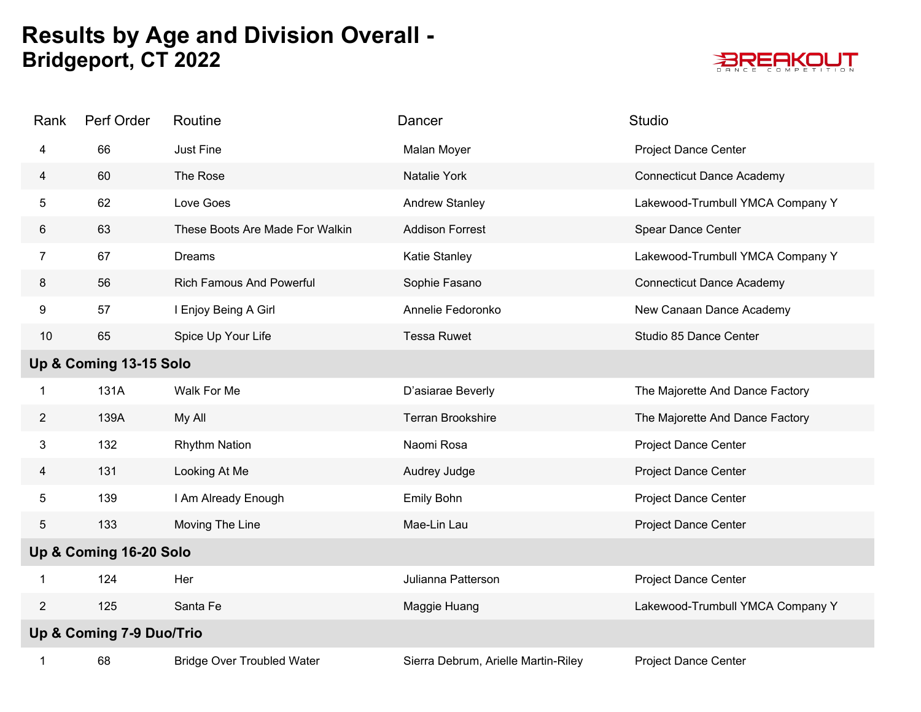# Results by Age and Division Overall -
## Bridgeport, CT 2022

| Rank | Perf Order | Routine | Dancer | Studio |
|---|---|---|---|---|
| 4 | 66 | Just Fine | Malan Moyer | Project Dance Center |
| 4 | 60 | The Rose | Natalie York | Connecticut Dance Academy |
| 5 | 62 | Love Goes | Andrew Stanley | Lakewood-Trumbull YMCA Company Y |
| 6 | 63 | These Boots Are Made For Walkin | Addison Forrest | Spear Dance Center |
| 7 | 67 | Dreams | Katie Stanley | Lakewood-Trumbull YMCA Company Y |
| 8 | 56 | Rich Famous And Powerful | Sophie Fasano | Connecticut Dance Academy |
| 9 | 57 | I Enjoy Being A Girl | Annelie Fedoronko | New Canaan Dance Academy |
| 10 | 65 | Spice Up Your Life | Tessa Ruwet | Studio 85 Dance Center |
| **Up & Coming 13-15 Solo** | | | | |
| 1 | 131A | Walk For Me | D'asiarae Beverly | The Majorette And Dance Factory |
| 2 | 139A | My All | Terran Brookshire | The Majorette And Dance Factory |
| 3 | 132 | Rhythm Nation | Naomi Rosa | Project Dance Center |
| 4 | 131 | Looking At Me | Audrey Judge | Project Dance Center |
| 5 | 139 | I Am Already Enough | Emily Bohn | Project Dance Center |
| 5 | 133 | Moving The Line | Mae-Lin Lau | Project Dance Center |
| **Up & Coming 16-20 Solo** | | | | |
| 1 | 124 | Her | Julianna Patterson | Project Dance Center |
| 2 | 125 | Santa Fe | Maggie Huang | Lakewood-Trumbull YMCA Company Y |
| **Up & Coming 7-9 Duo/Trio** | | | | |
| 1 | 68 | Bridge Over Troubled Water | Sierra Debrum, Arielle Martin-Riley | Project Dance Center |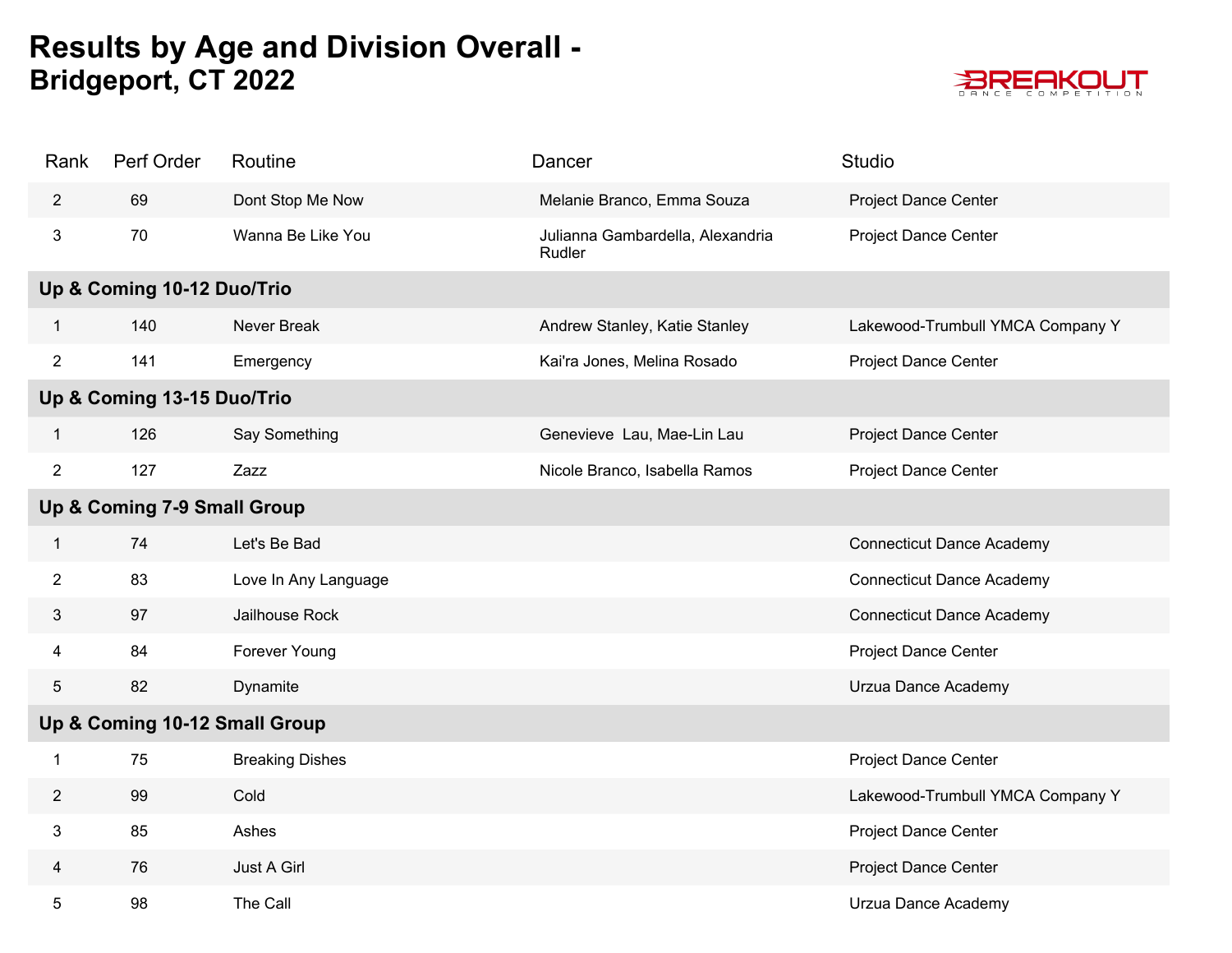# Results by Age and Division Overall - Bridgeport, CT 2022

| Rank | Perf Order | Routine | Dancer | Studio |
|---|---|---|---|---|
| 2 | 69 | Dont Stop Me Now | Melanie Branco, Emma Souza | Project Dance Center |
| 3 | 70 | Wanna Be Like You | Julianna Gambardella, Alexandria Rudler | Project Dance Center |
| **Up & Coming 10-12 Duo/Trio** | | | | |
| 1 | 140 | Never Break | Andrew Stanley, Katie Stanley | Lakewood-Trumbull YMCA Company Y |
| 2 | 141 | Emergency | Kai'ra Jones, Melina Rosado | Project Dance Center |
| **Up & Coming 13-15 Duo/Trio** | | | | |
| 1 | 126 | Say Something | Genevieve  Lau, Mae-Lin Lau | Project Dance Center |
| 2 | 127 | Zazz | Nicole Branco, Isabella Ramos | Project Dance Center |
| **Up & Coming 7-9 Small Group** | | | | |
| 1 | 74 | Let's Be Bad | | Connecticut Dance Academy |
| 2 | 83 | Love In Any Language | | Connecticut Dance Academy |
| 3 | 97 | Jailhouse Rock | | Connecticut Dance Academy |
| 4 | 84 | Forever Young | | Project Dance Center |
| 5 | 82 | Dynamite | | Urzua Dance Academy |
| **Up & Coming 10-12 Small Group** | | | | |
| 1 | 75 | Breaking Dishes | | Project Dance Center |
| 2 | 99 | Cold | | Lakewood-Trumbull YMCA Company Y |
| 3 | 85 | Ashes | | Project Dance Center |
| 4 | 76 | Just A Girl | | Project Dance Center |
| 5 | 98 | The Call | | Urzua Dance Academy |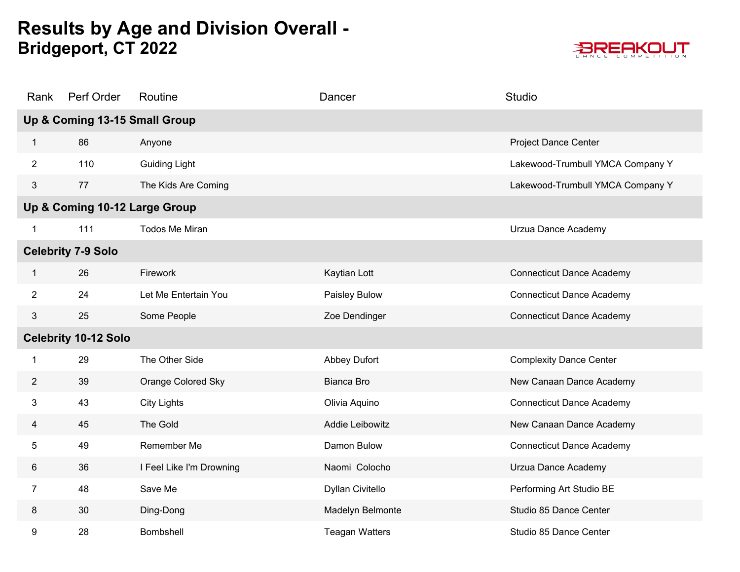# Results by Age and Division Overall -
## Bridgeport, CT 2022

BREAKOUT DANCE COMPETITION

| Rank | Perf Order | Routine | Dancer | Studio |
|---|---|---|---|---|
| **Up & Coming 13-15 Small Group** | | | | |
| 1 | 86 | Anyone | | Project Dance Center |
| 2 | 110 | Guiding Light | | Lakewood-Trumbull YMCA Company Y |
| 3 | 77 | The Kids Are Coming | | Lakewood-Trumbull YMCA Company Y |
| **Up & Coming 10-12 Large Group** | | | | |
| 1 | 111 | Todos Me Miran | | Urzua Dance Academy |
| **Celebrity 7-9 Solo** | | | | |
| 1 | 26 | Firework | Kaytian Lott | Connecticut Dance Academy |
| 2 | 24 | Let Me Entertain You | Paisley Bulow | Connecticut Dance Academy |
| 3 | 25 | Some People | Zoe Dendinger | Connecticut Dance Academy |
| **Celebrity 10-12 Solo** | | | | |
| 1 | 29 | The Other Side | Abbey Dufort | Complexity Dance Center |
| 2 | 39 | Orange Colored Sky | Bianca Bro | New Canaan Dance Academy |
| 3 | 43 | City Lights | Olivia Aquino | Connecticut Dance Academy |
| 4 | 45 | The Gold | Addie Leibowitz | New Canaan Dance Academy |
| 5 | 49 | Remember Me | Damon Bulow | Connecticut Dance Academy |
| 6 | 36 | I Feel Like I'm Drowning | Naomi Colocho | Urzua Dance Academy |
| 7 | 48 | Save Me | Dyllan Civitello | Performing Art Studio BE |
| 8 | 30 | Ding-Dong | Madelyn Belmonte | Studio 85 Dance Center |
| 9 | 28 | Bombshell | Teagan Watters | Studio 85 Dance Center |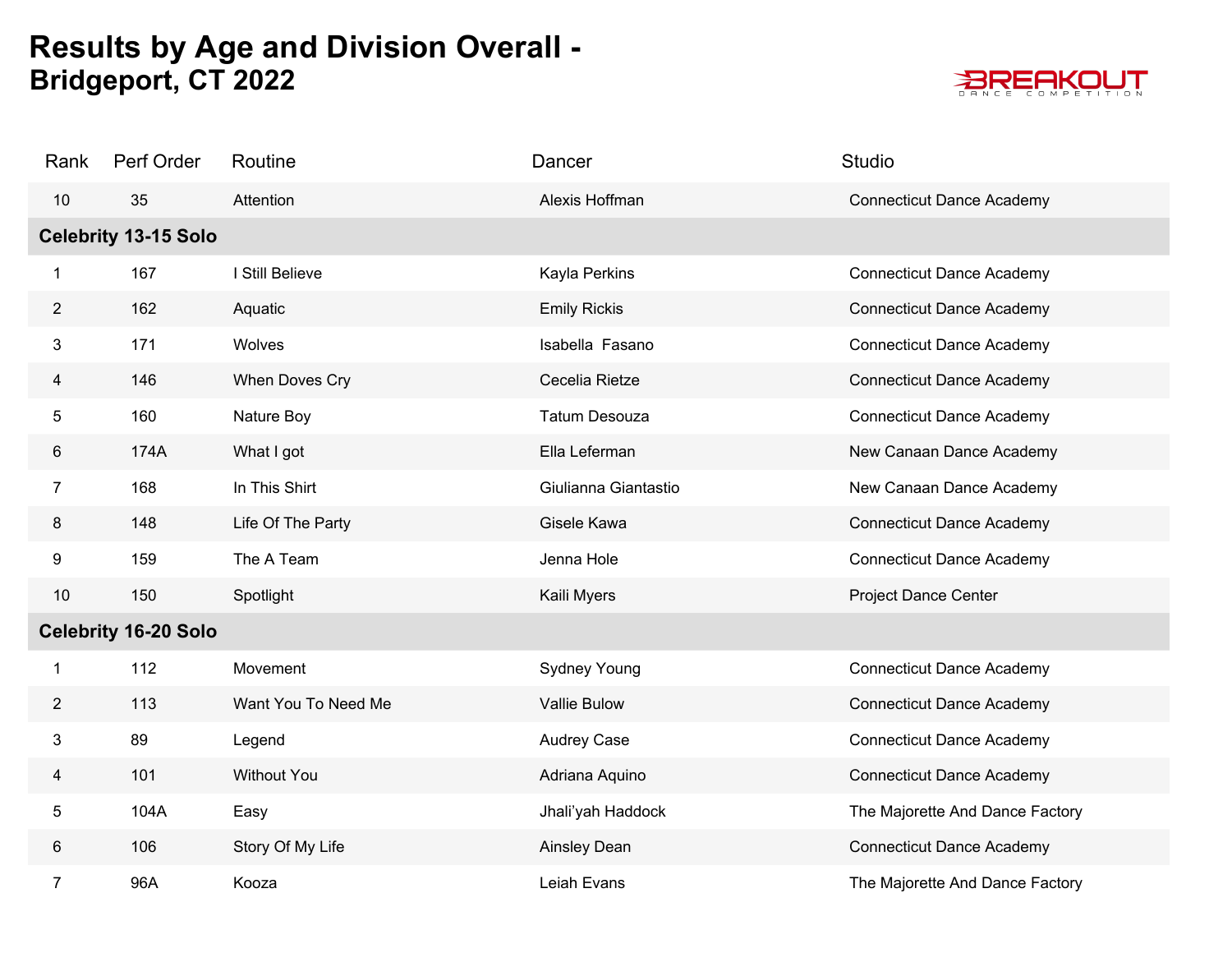# Results by Age and Division Overall - Bridgeport, CT 2022

| Rank | Perf Order | Routine | Dancer | Studio |
|---|---|---|---|---|
| 10 | 35 | Attention | Alexis Hoffman | Connecticut Dance Academy |
| **Celebrity 13-15 Solo** | | | | |
| 1 | 167 | I Still Believe | Kayla Perkins | Connecticut Dance Academy |
| 2 | 162 | Aquatic | Emily Rickis | Connecticut Dance Academy |
| 3 | 171 | Wolves | Isabella  Fasano | Connecticut Dance Academy |
| 4 | 146 | When Doves Cry | Cecelia Rietze | Connecticut Dance Academy |
| 5 | 160 | Nature Boy | Tatum Desouza | Connecticut Dance Academy |
| 6 | 174A | What I got | Ella Leferman | New Canaan Dance Academy |
| 7 | 168 | In This Shirt | Giulianna Giantastio | New Canaan Dance Academy |
| 8 | 148 | Life Of The Party | Gisele Kawa | Connecticut Dance Academy |
| 9 | 159 | The A Team | Jenna Hole | Connecticut Dance Academy |
| 10 | 150 | Spotlight | Kaili Myers | Project Dance Center |
| **Celebrity 16-20 Solo** | | | | |
| 1 | 112 | Movement | Sydney Young | Connecticut Dance Academy |
| 2 | 113 | Want You To Need Me | Vallie Bulow | Connecticut Dance Academy |
| 3 | 89 | Legend | Audrey Case | Connecticut Dance Academy |
| 4 | 101 | Without You | Adriana Aquino | Connecticut Dance Academy |
| 5 | 104A | Easy | Jhali'yah Haddock | The Majorette And Dance Factory |
| 6 | 106 | Story Of My Life | Ainsley Dean | Connecticut Dance Academy |
| 7 | 96A | Kooza | Leiah Evans | The Majorette And Dance Factory |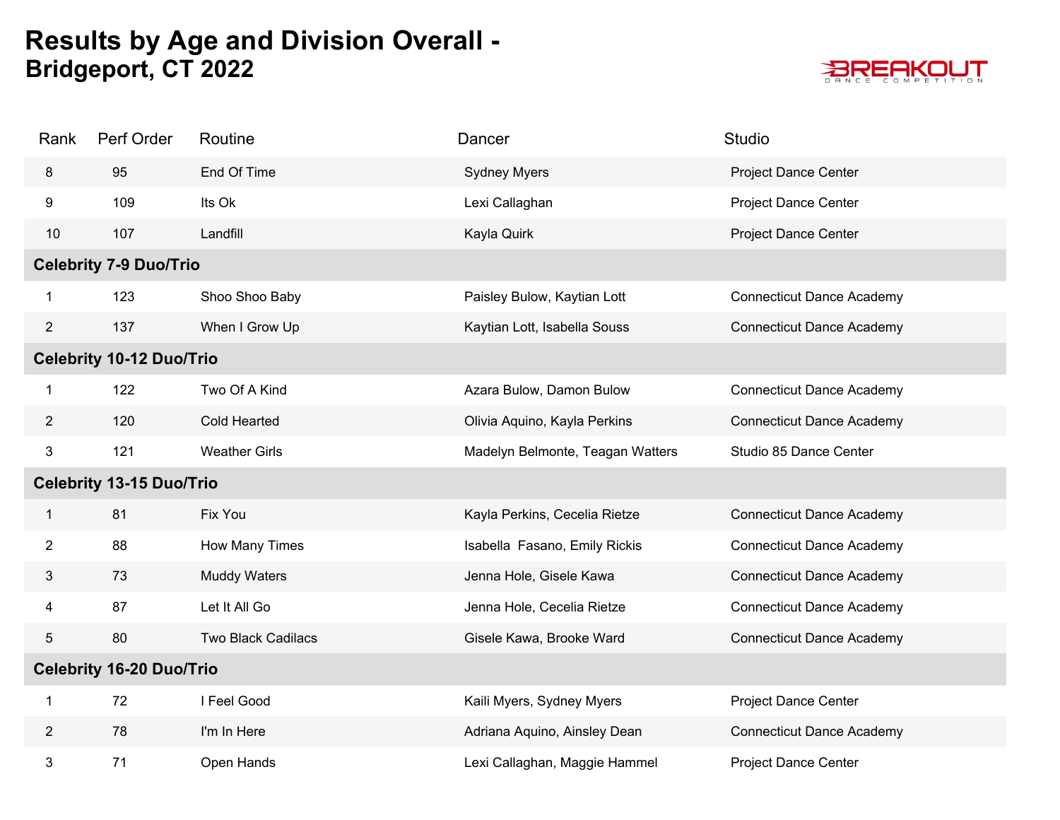# Results by Age and Division Overall - Bridgeport, CT 2022

| Rank | Perf Order | Routine | Dancer | Studio |
|---|---|---|---|---|
| 8 | 95 | End Of Time | Sydney Myers | Project Dance Center |
| 9 | 109 | Its Ok | Lexi Callaghan | Project Dance Center |
| 10 | 107 | Landfill | Kayla Quirk | Project Dance Center |
| **Celebrity 7-9 Duo/Trio** | | | | |
| 1 | 123 | Shoo Shoo Baby | Paisley Bulow, Kaytian Lott | Connecticut Dance Academy |
| 2 | 137 | When I Grow Up | Kaytian Lott, Isabella Souss | Connecticut Dance Academy |
| **Celebrity 10-12 Duo/Trio** | | | | |
| 1 | 122 | Two Of A Kind | Azara Bulow, Damon Bulow | Connecticut Dance Academy |
| 2 | 120 | Cold Hearted | Olivia Aquino, Kayla Perkins | Connecticut Dance Academy |
| 3 | 121 | Weather Girls | Madelyn Belmonte, Teagan Watters | Studio 85 Dance Center |
| **Celebrity 13-15 Duo/Trio** | | | | |
| 1 | 81 | Fix You | Kayla Perkins, Cecelia Rietze | Connecticut Dance Academy |
| 2 | 88 | How Many Times | Isabella Fasano, Emily Rickis | Connecticut Dance Academy |
| 3 | 73 | Muddy Waters | Jenna Hole, Gisele Kawa | Connecticut Dance Academy |
| 4 | 87 | Let It All Go | Jenna Hole, Cecelia Rietze | Connecticut Dance Academy |
| 5 | 80 | Two Black Cadilacs | Gisele Kawa, Brooke Ward | Connecticut Dance Academy |
| **Celebrity 16-20 Duo/Trio** | | | | |
| 1 | 72 | I Feel Good | Kaili Myers, Sydney Myers | Project Dance Center |
| 2 | 78 | I'm In Here | Adriana Aquino, Ainsley Dean | Connecticut Dance Academy |
| 3 | 71 | Open Hands | Lexi Callaghan, Maggie Hammel | Project Dance Center |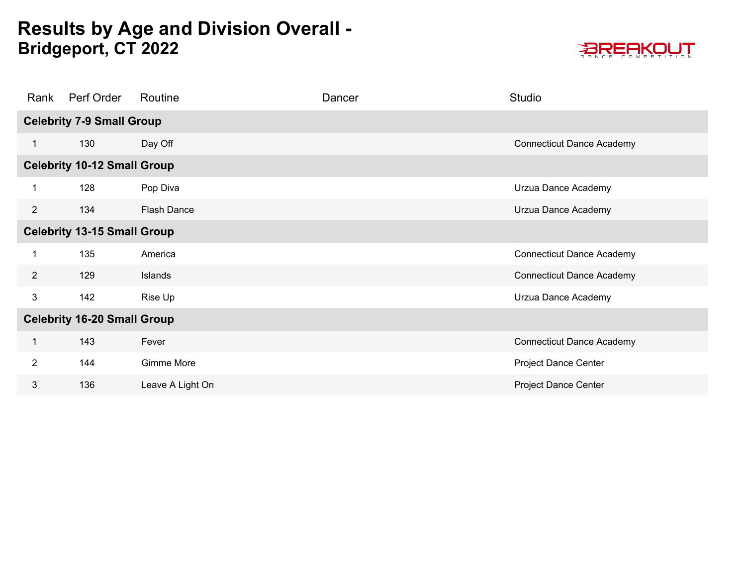# Results by Age and Division Overall - Bridgeport, CT 2022

| Rank | Perf Order | Routine | Dancer | Studio |
|---|---|---|---|---|
| **Celebrity 7-9 Small Group** | | | | |
| 1 | 130 | Day Off | | Connecticut Dance Academy |
| **Celebrity 10-12 Small Group** | | | | |
| 1 | 128 | Pop Diva | | Urzua Dance Academy |
| 2 | 134 | Flash Dance | | Urzua Dance Academy |
| **Celebrity 13-15 Small Group** | | | | |
| 1 | 135 | America | | Connecticut Dance Academy |
| 2 | 129 | Islands | | Connecticut Dance Academy |
| 3 | 142 | Rise Up | | Urzua Dance Academy |
| **Celebrity 16-20 Small Group** | | | | |
| 1 | 143 | Fever | | Connecticut Dance Academy |
| 2 | 144 | Gimme More | | Project Dance Center |
| 3 | 136 | Leave A Light On | | Project Dance Center |